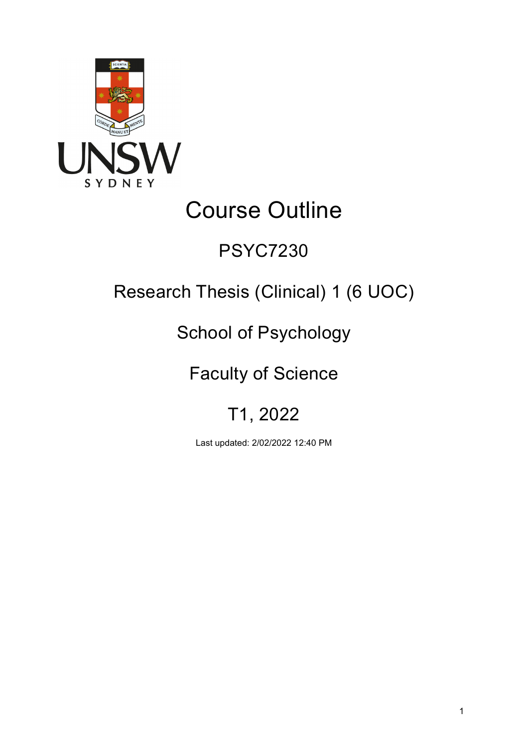# Course Outline

## PSYC7230

## Research Thesis (Clinical) 1 (6 UOC)

## School of Psychology

## Faculty of Science

## T1, 2022

Last updated: 2/02/2022 12:40 PM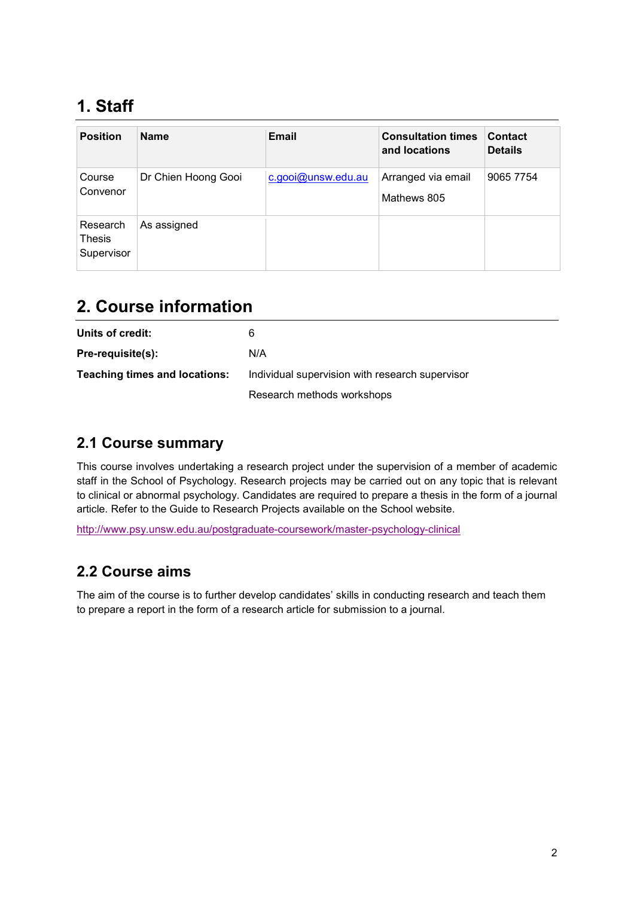# 1. Staff

| Position | Name | Email | Consultation times and locations | Contact Details |
|---|---|---|---|---|
| Course Convenor | Dr Chien Hoong Gooi | c.gooi@unsw.edu.au | Arranged via email<br>Mathews 805 | 9065 7754 |
| Research Thesis Supervisor | As assigned | | | |

# 2. Course information

**Units of credit:** 6

**Pre-requisite(s):** N/A

**Teaching times and locations:** Individual supervision with research supervisor

Research methods workshops

## 2.1 Course summary

This course involves undertaking a research project under the supervision of a member of academic staff in the School of Psychology. Research projects may be carried out on any topic that is relevant to clinical or abnormal psychology. Candidates are required to prepare a thesis in the form of a journal article. Refer to the Guide to Research Projects available on the School website.

http://www.psy.unsw.edu.au/postgraduate-coursework/master-psychology-clinical

## 2.2 Course aims

The aim of the course is to further develop candidates' skills in conducting research and teach them to prepare a report in the form of a research article for submission to a journal.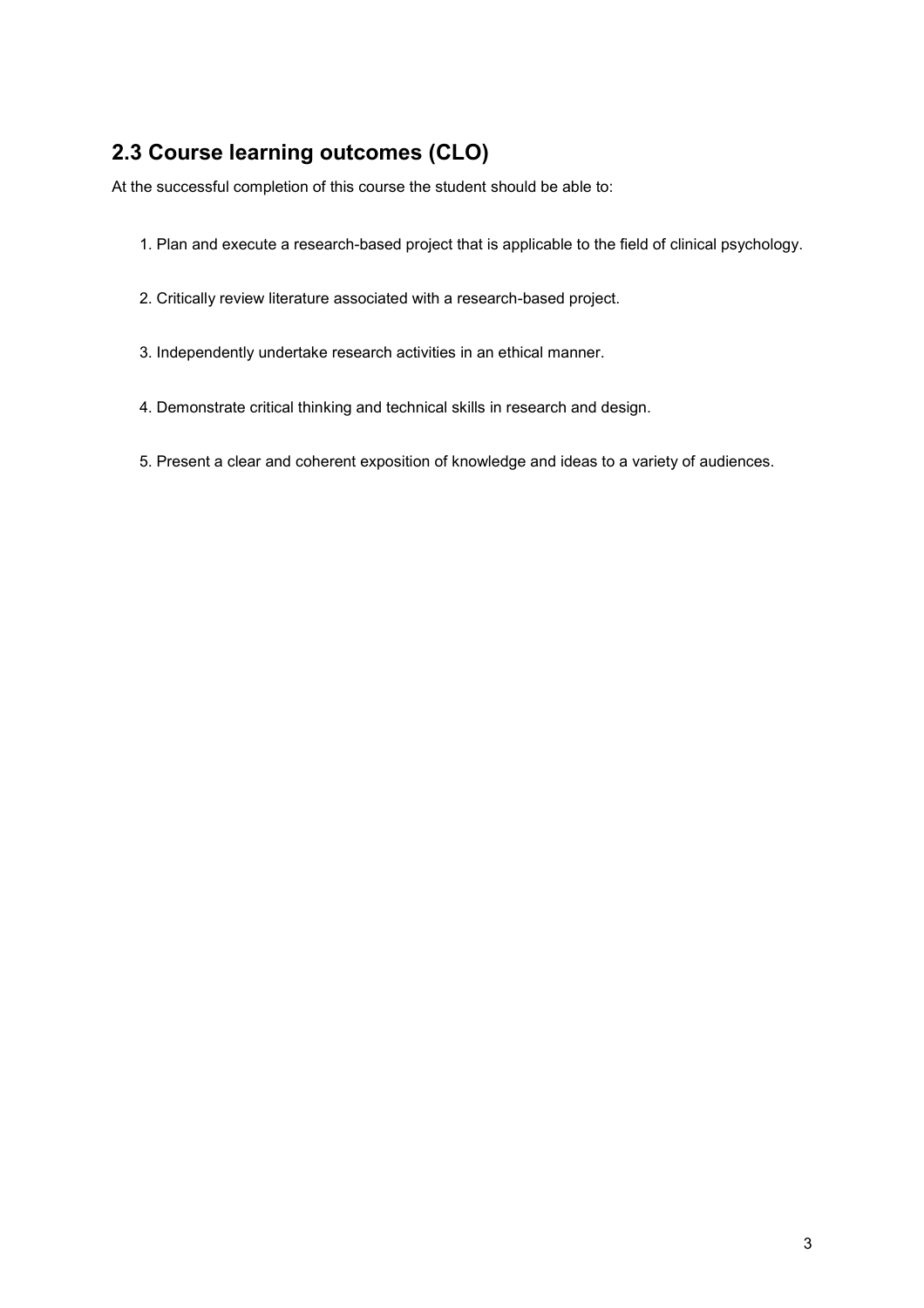## 2.3 Course learning outcomes (CLO)

At the successful completion of this course the student should be able to:

1. Plan and execute a research-based project that is applicable to the field of clinical psychology.
2. Critically review literature associated with a research-based project.
3. Independently undertake research activities in an ethical manner.
4. Demonstrate critical thinking and technical skills in research and design.
5. Present a clear and coherent exposition of knowledge and ideas to a variety of audiences.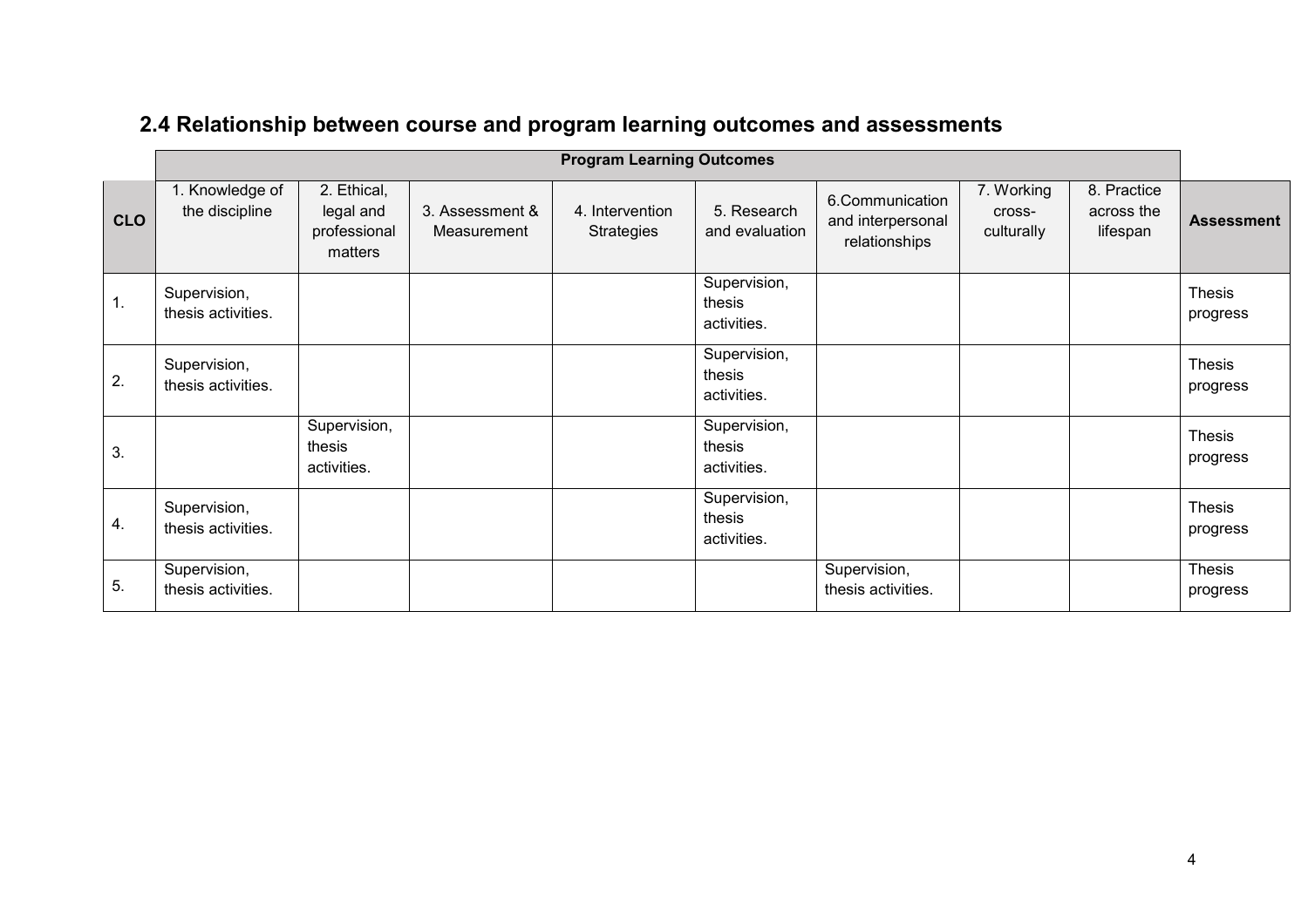## 2.4 Relationship between course and program learning outcomes and assessments

| | Program Learning Outcomes | | | | | | | | |
|---|---|---|---|---|---|---|---|---|---|
| **CLO** | 1. Knowledge of the discipline | 2. Ethical, legal and professional matters | 3. Assessment & Measurement | 4. Intervention Strategies | 5. Research and evaluation | 6.Communication and interpersonal relationships | 7. Working cross-culturally | 8. Practice across the lifespan | **Assessment** |
| 1. | Supervision, thesis activities. | | | | Supervision, thesis activities. | | | | Thesis progress |
| 2. | Supervision, thesis activities. | | | | Supervision, thesis activities. | | | | Thesis progress |
| 3. | | Supervision, thesis activities. | | | Supervision, thesis activities. | | | | Thesis progress |
| 4. | Supervision, thesis activities. | | | | Supervision, thesis activities. | | | | Thesis progress |
| 5. | Supervision, thesis activities. | | | | | Supervision, thesis activities. | | | Thesis progress |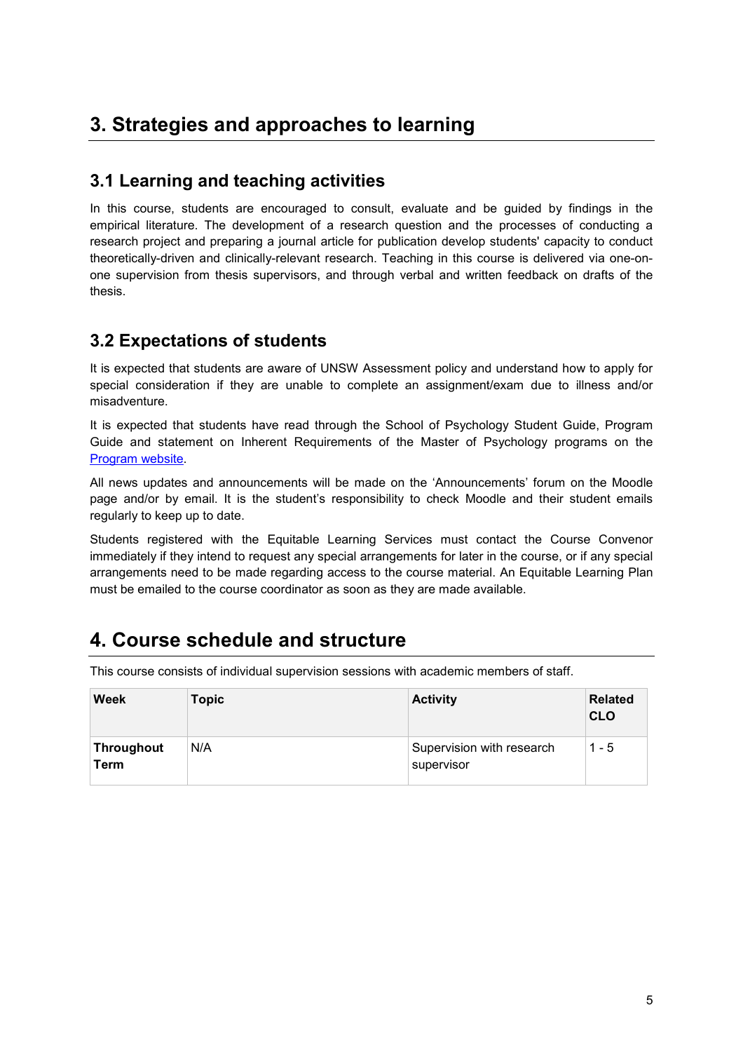# 3. Strategies and approaches to learning

## 3.1 Learning and teaching activities

In this course, students are encouraged to consult, evaluate and be guided by findings in the empirical literature. The development of a research question and the processes of conducting a research project and preparing a journal article for publication develop students' capacity to conduct theoretically-driven and clinically-relevant research. Teaching in this course is delivered via one-on-one supervision from thesis supervisors, and through verbal and written feedback on drafts of the thesis.

## 3.2 Expectations of students

It is expected that students are aware of UNSW Assessment policy and understand how to apply for special consideration if they are unable to complete an assignment/exam due to illness and/or misadventure.

It is expected that students have read through the School of Psychology Student Guide, Program Guide and statement on Inherent Requirements of the Master of Psychology programs on the [Program website](Program website).

All news updates and announcements will be made on the 'Announcements' forum on the Moodle page and/or by email. It is the student's responsibility to check Moodle and their student emails regularly to keep up to date.

Students registered with the Equitable Learning Services must contact the Course Convenor immediately if they intend to request any special arrangements for later in the course, or if any special arrangements need to be made regarding access to the course material. An Equitable Learning Plan must be emailed to the course coordinator as soon as they are made available.

# 4. Course schedule and structure

This course consists of individual supervision sessions with academic members of staff.

| Week | Topic | Activity | Related CLO |
|---|---|---|---|
| **Throughout Term** | N/A | Supervision with research supervisor | 1 - 5 |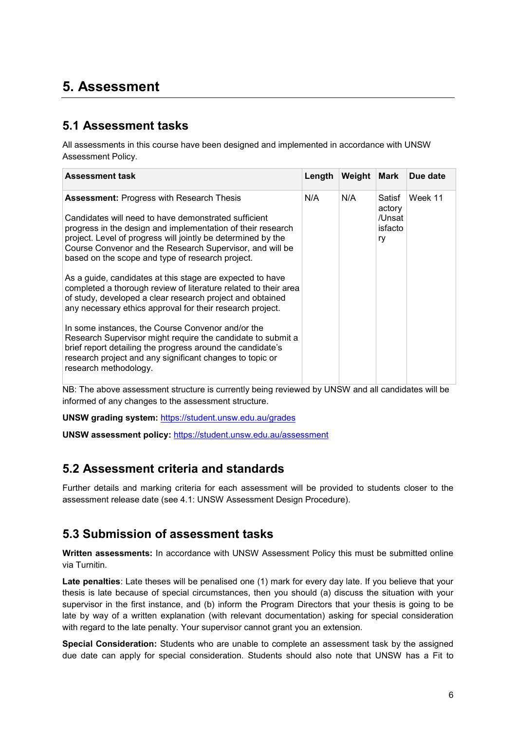# 5. Assessment

## 5.1 Assessment tasks

All assessments in this course have been designed and implemented in accordance with UNSW Assessment Policy.

| Assessment task | Length | Weight | Mark | Due date |
|---|---|---|---|---|
| **Assessment:** Progress with Research Thesis<br><br>Candidates will need to have demonstrated sufficient progress in the design and implementation of their research project. Level of progress will jointly be determined by the Course Convenor and the Research Supervisor, and will be based on the scope and type of research project.<br><br>As a guide, candidates at this stage are expected to have completed a thorough review of literature related to their area of study, developed a clear research project and obtained any necessary ethics approval for their research project.<br><br>In some instances, the Course Convenor and/or the Research Supervisor might require the candidate to submit a brief report detailing the progress around the candidate's research project and any significant changes to topic or research methodology. | N/A | N/A | Satisfactory/Unsatisfactory | Week 11 |

NB: The above assessment structure is currently being reviewed by UNSW and all candidates will be informed of any changes to the assessment structure.

**UNSW grading system:** https://student.unsw.edu.au/grades

**UNSW assessment policy:** https://student.unsw.edu.au/assessment

## 5.2 Assessment criteria and standards

Further details and marking criteria for each assessment will be provided to students closer to the assessment release date (see 4.1: UNSW Assessment Design Procedure).

## 5.3 Submission of assessment tasks

**Written assessments:** In accordance with UNSW Assessment Policy this must be submitted online via Turnitin.

**Late penalties**: Late theses will be penalised one (1) mark for every day late. If you believe that your thesis is late because of special circumstances, then you should (a) discuss the situation with your supervisor in the first instance, and (b) inform the Program Directors that your thesis is going to be late by way of a written explanation (with relevant documentation) asking for special consideration with regard to the late penalty. Your supervisor cannot grant you an extension.

**Special Consideration:** Students who are unable to complete an assessment task by the assigned due date can apply for special consideration. Students should also note that UNSW has a Fit to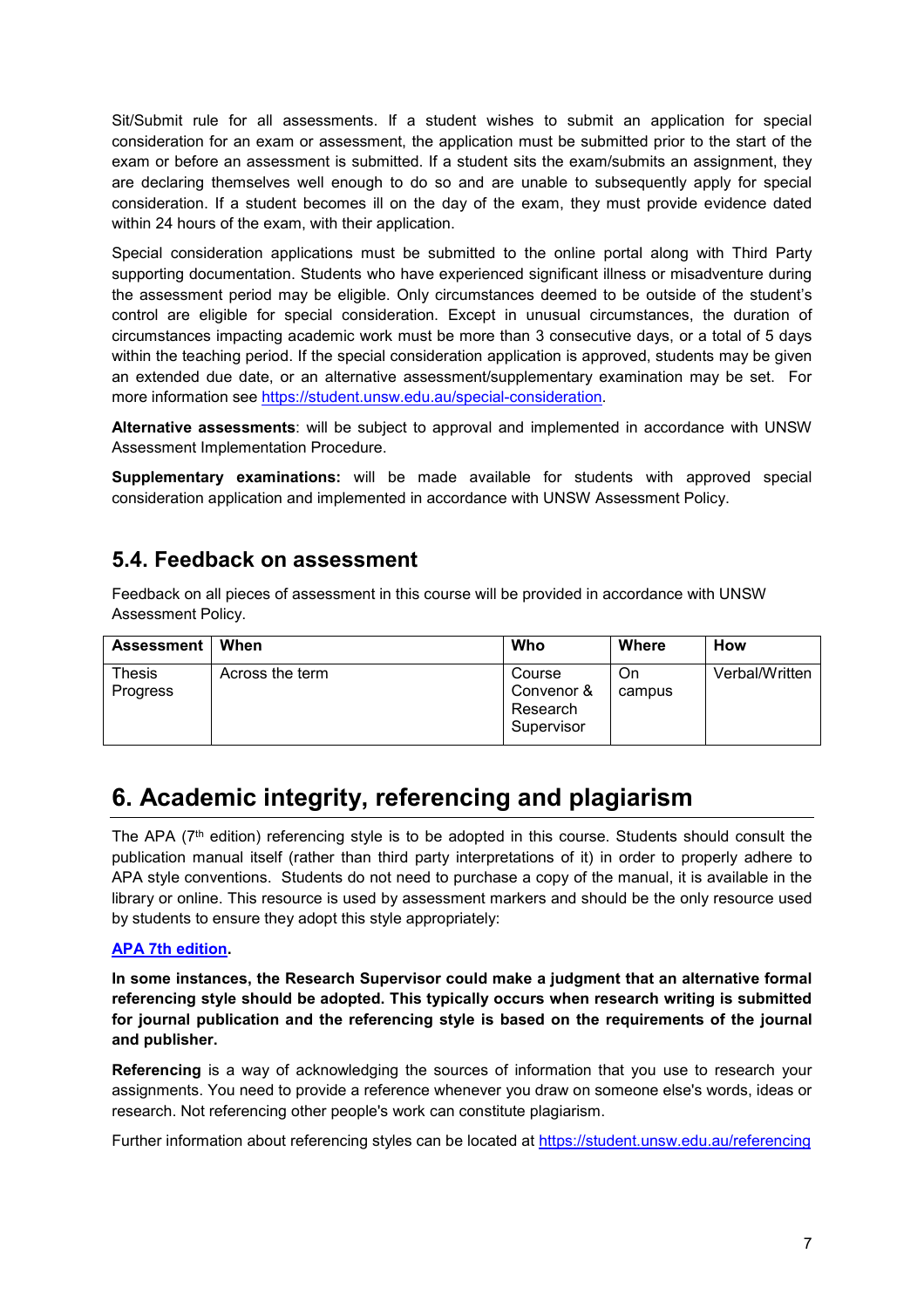Sit/Submit rule for all assessments. If a student wishes to submit an application for special consideration for an exam or assessment, the application must be submitted prior to the start of the exam or before an assessment is submitted. If a student sits the exam/submits an assignment, they are declaring themselves well enough to do so and are unable to subsequently apply for special consideration. If a student becomes ill on the day of the exam, they must provide evidence dated within 24 hours of the exam, with their application.

Special consideration applications must be submitted to the online portal along with Third Party supporting documentation. Students who have experienced significant illness or misadventure during the assessment period may be eligible. Only circumstances deemed to be outside of the student's control are eligible for special consideration. Except in unusual circumstances, the duration of circumstances impacting academic work must be more than 3 consecutive days, or a total of 5 days within the teaching period. If the special consideration application is approved, students may be given an extended due date, or an alternative assessment/supplementary examination may be set. For more information see https://student.unsw.edu.au/special-consideration.

**Alternative assessments**: will be subject to approval and implemented in accordance with UNSW Assessment Implementation Procedure.

**Supplementary examinations:** will be made available for students with approved special consideration application and implemented in accordance with UNSW Assessment Policy.

## 5.4. Feedback on assessment

Feedback on all pieces of assessment in this course will be provided in accordance with UNSW Assessment Policy.

| Assessment | When | Who | Where | How |
|---|---|---|---|---|
| Thesis Progress | Across the term | Course Convenor & Research Supervisor | On campus | Verbal/Written |

# 6. Academic integrity, referencing and plagiarism

The APA (7th edition) referencing style is to be adopted in this course. Students should consult the publication manual itself (rather than third party interpretations of it) in order to properly adhere to APA style conventions. Students do not need to purchase a copy of the manual, it is available in the library or online. This resource is used by assessment markers and should be the only resource used by students to ensure they adopt this style appropriately:

**APA 7th edition.**

**In some instances, the Research Supervisor could make a judgment that an alternative formal referencing style should be adopted. This typically occurs when research writing is submitted for journal publication and the referencing style is based on the requirements of the journal and publisher.**

**Referencing** is a way of acknowledging the sources of information that you use to research your assignments. You need to provide a reference whenever you draw on someone else's words, ideas or research. Not referencing other people's work can constitute plagiarism.

Further information about referencing styles can be located at https://student.unsw.edu.au/referencing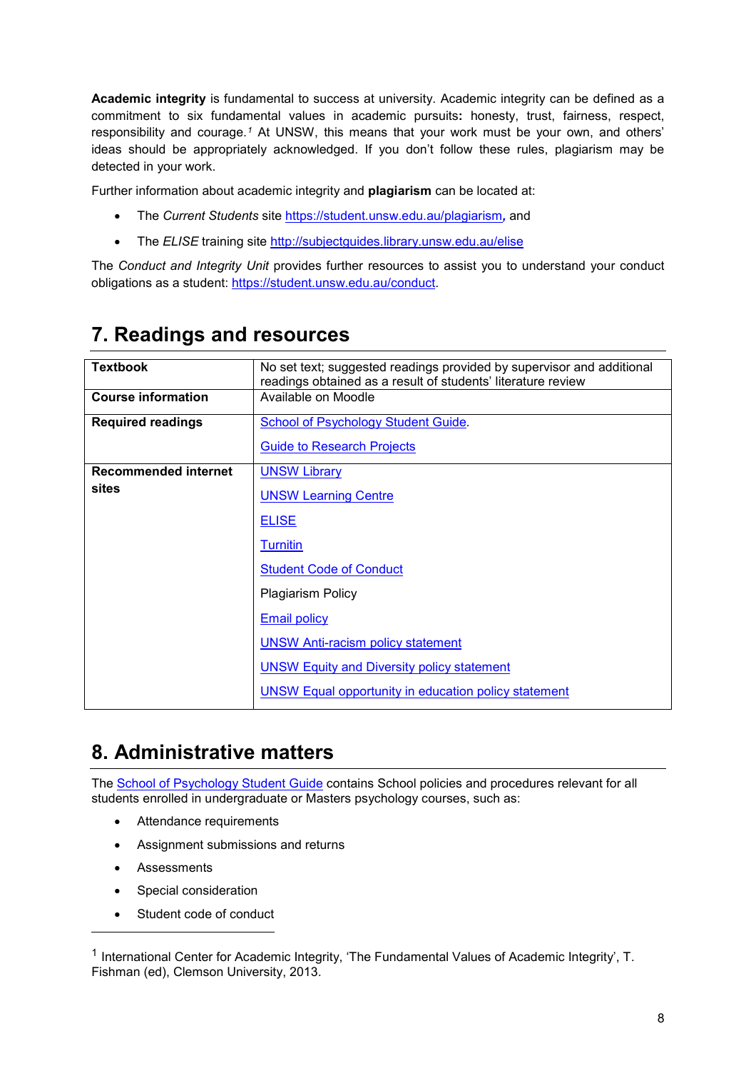**Academic integrity** is fundamental to success at university. Academic integrity can be defined as a commitment to six fundamental values in academic pursuits**:** honesty, trust, fairness, respect, responsibility and courage.[1] At UNSW, this means that your work must be your own, and others' ideas should be appropriately acknowledged. If you don't follow these rules, plagiarism may be detected in your work.

Further information about academic integrity and **plagiarism** can be located at:

- The *Current Students* site https://student.unsw.edu.au/plagiarism**,** and
- The *ELISE* training site http://subjectguides.library.unsw.edu.au/elise

The *Conduct and Integrity Unit* provides further resources to assist you to understand your conduct obligations as a student: https://student.unsw.edu.au/conduct.

## 7. Readings and resources

| | |
|---|---|
| **Textbook** | No set text; suggested readings provided by supervisor and additional readings obtained as a result of students' literature review |
| **Course information** | Available on Moodle |
| **Required readings** | School of Psychology Student Guide.<br><br>Guide to Research Projects |
| **Recommended internet sites** | UNSW Library<br><br>UNSW Learning Centre<br><br>ELISE<br><br>Turnitin<br><br>Student Code of Conduct<br><br>Plagiarism Policy<br><br>Email policy<br><br>UNSW Anti-racism policy statement<br><br>UNSW Equity and Diversity policy statement<br><br>UNSW Equal opportunity in education policy statement |

## 8. Administrative matters

The School of Psychology Student Guide contains School policies and procedures relevant for all students enrolled in undergraduate or Masters psychology courses, such as:

- Attendance requirements
- Assignment submissions and returns
- Assessments
- Special consideration
- Student code of conduct

---

[1] International Center for Academic Integrity, 'The Fundamental Values of Academic Integrity', T. Fishman (ed), Clemson University, 2013.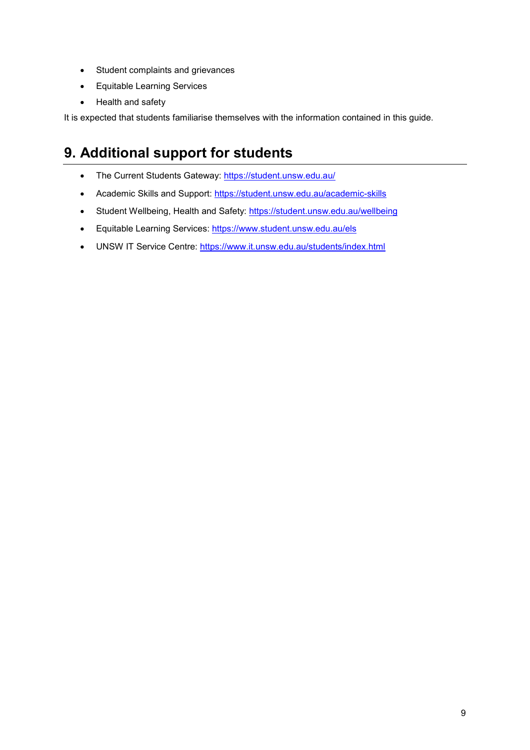- Student complaints and grievances
- Equitable Learning Services
- Health and safety

It is expected that students familiarise themselves with the information contained in this guide.

# 9. Additional support for students

- The Current Students Gateway: https://student.unsw.edu.au/
- Academic Skills and Support: https://student.unsw.edu.au/academic-skills
- Student Wellbeing, Health and Safety: https://student.unsw.edu.au/wellbeing
- Equitable Learning Services: https://www.student.unsw.edu.au/els
- UNSW IT Service Centre: https://www.it.unsw.edu.au/students/index.html